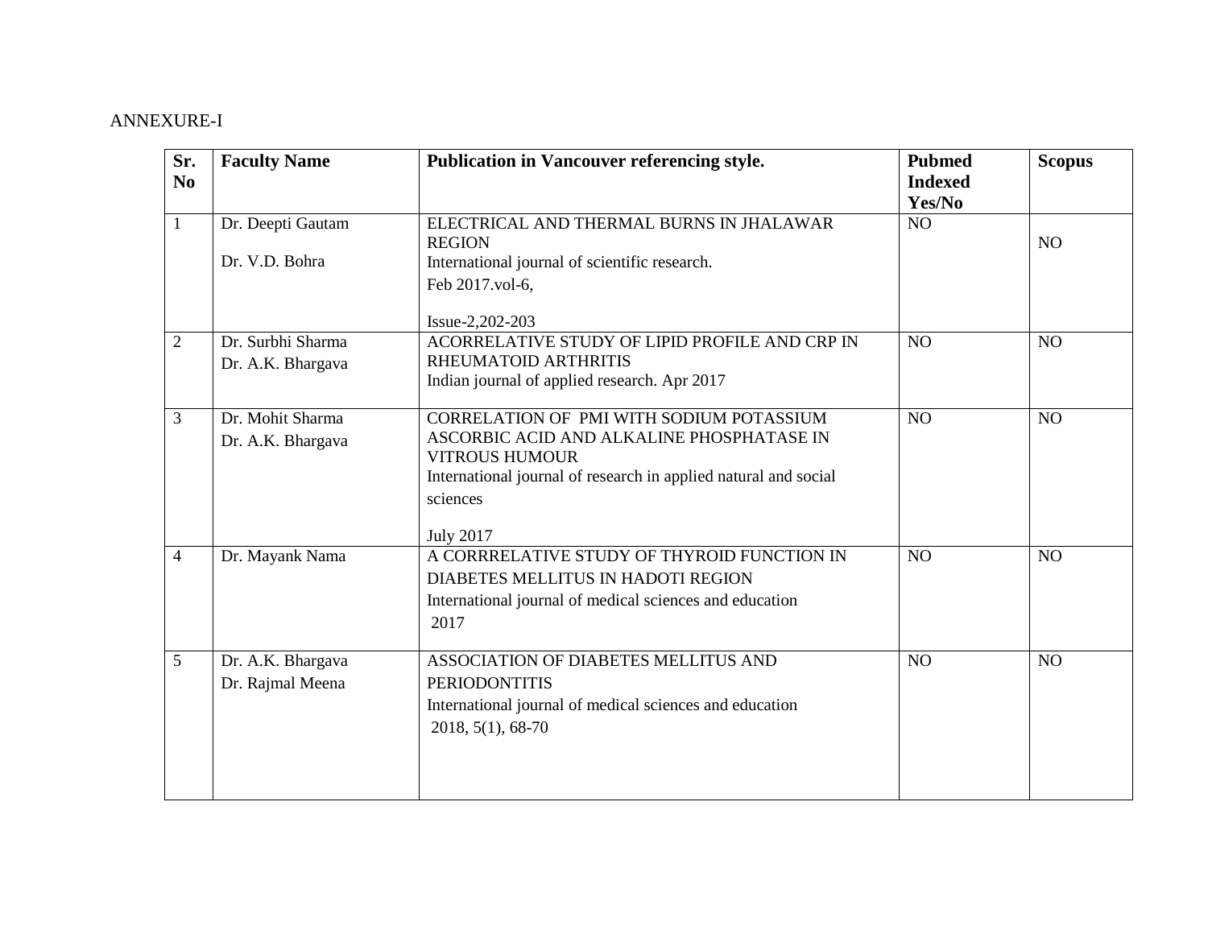ANNEXURE-I

| Sr. No | Faculty Name | Publication in Vancouver referencing style. | Pubmed Indexed Yes/No | Scopus |
|---|---|---|---|---|
| 1 | Dr. Deepti Gautam<br>Dr. V.D. Bohra | ELECTRICAL AND THERMAL BURNS IN JHALAWAR REGION<br>International journal of scientific research.<br>Feb 2017.vol-6,<br>Issue-2,202-203 | NO | NO |
| 2 | Dr. Surbhi Sharma<br>Dr. A.K. Bhargava | ACORRELATIVE STUDY OF LIPID PROFILE AND CRP IN RHEUMATOID ARTHRITIS<br>Indian journal of applied research. Apr 2017 | NO | NO |
| 3 | Dr. Mohit Sharma<br>Dr. A.K. Bhargava | CORRELATION OF PMI WITH SODIUM POTASSIUM ASCORBIC ACID AND ALKALINE PHOSPHATASE IN VITROUS HUMOUR<br>International journal of research in applied natural and social sciences<br>July 2017 | NO | NO |
| 4 | Dr. Mayank Nama | A CORRRELATIVE STUDY OF THYROID FUNCTION IN DIABETES MELLITUS IN HADOTI REGION<br>International journal of medical sciences and education<br>2017 | NO | NO |
| 5 | Dr. A.K. Bhargava<br>Dr. Rajmal Meena | ASSOCIATION OF DIABETES MELLITUS AND PERIODONTITIS<br>International journal of medical sciences and education<br>2018, 5(1), 68-70 | NO | NO |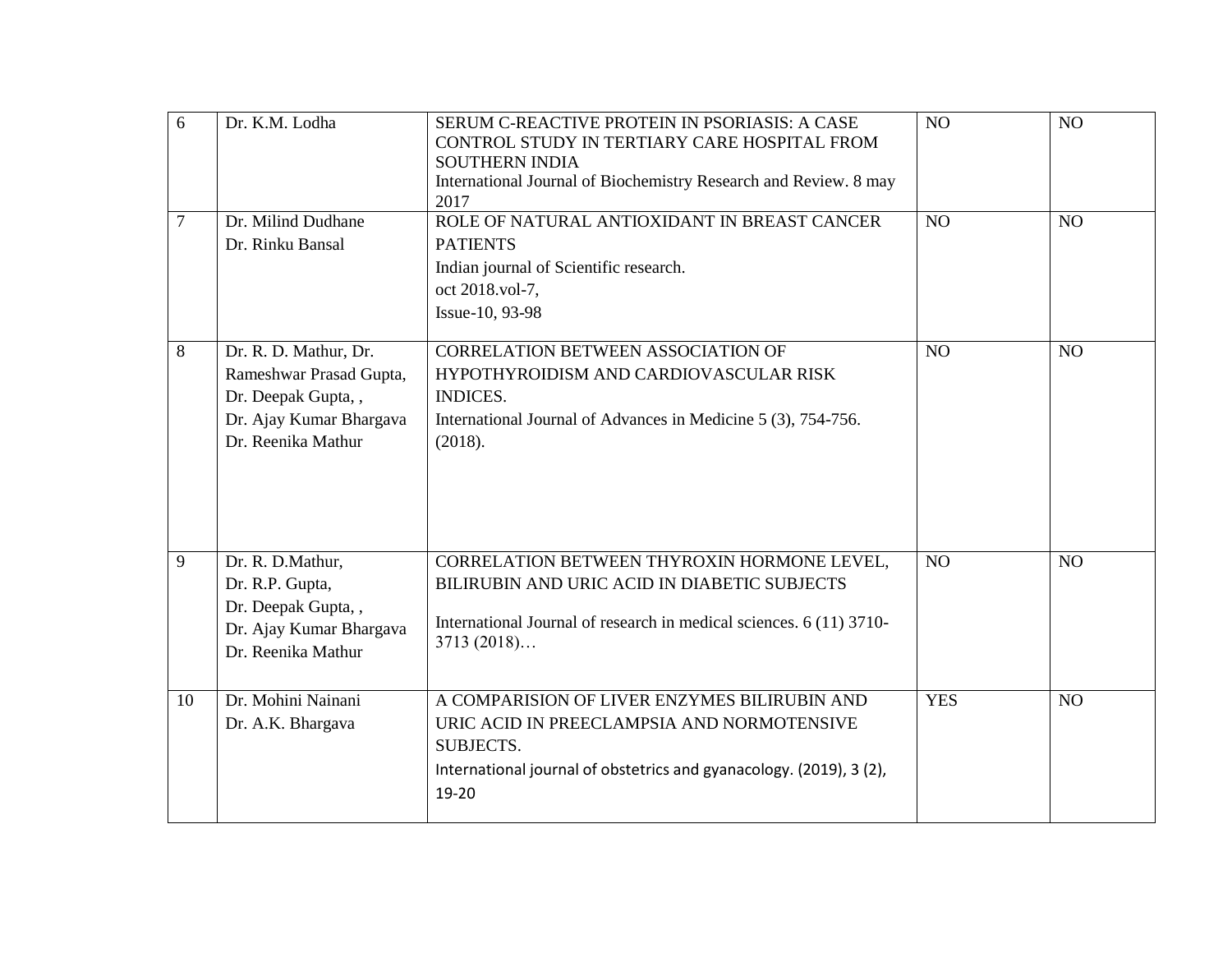| 6 | Dr. K.M. Lodha | SERUM C-REACTIVE PROTEIN IN PSORIASIS: A CASE CONTROL STUDY IN TERTIARY CARE HOSPITAL FROM SOUTHERN INDIA<br>International Journal of Biochemistry Research and Review. 8 may 2017 | NO | NO |
|---|---|---|---|---|
| 7 | Dr. Milind Dudhane<br>Dr. Rinku Bansal | ROLE OF NATURAL ANTIOXIDANT IN BREAST CANCER PATIENTS<br>Indian journal of Scientific research.<br>oct 2018.vol-7,<br>Issue-10, 93-98 | NO | NO |
| 8 | Dr. R. D. Mathur, Dr. Rameshwar Prasad Gupta,<br>Dr. Deepak Gupta, ,<br>Dr. Ajay Kumar Bhargava<br>Dr. Reenika Mathur | CORRELATION BETWEEN ASSOCIATION OF HYPOTHYROIDISM AND CARDIOVASCULAR RISK INDICES.<br>International Journal of Advances in Medicine 5 (3), 754-756. (2018). | NO | NO |
| 9 | Dr. R. D.Mathur,<br>Dr. R.P. Gupta,<br>Dr. Deepak Gupta, ,<br>Dr. Ajay Kumar Bhargava<br>Dr. Reenika Mathur | CORRELATION BETWEEN THYROXIN HORMONE LEVEL, BILIRUBIN AND URIC ACID IN DIABETIC SUBJECTS<br>International Journal of research in medical sciences. 6 (11) 3710-3713 (2018)… | NO | NO |
| 10 | Dr. Mohini Nainani<br>Dr. A.K. Bhargava | A COMPARISION OF LIVER ENZYMES BILIRUBIN AND URIC ACID IN PREECLAMPSIA AND NORMOTENSIVE SUBJECTS.<br>International journal of obstetrics and gyanacology. (2019), 3 (2), 19-20 | YES | NO |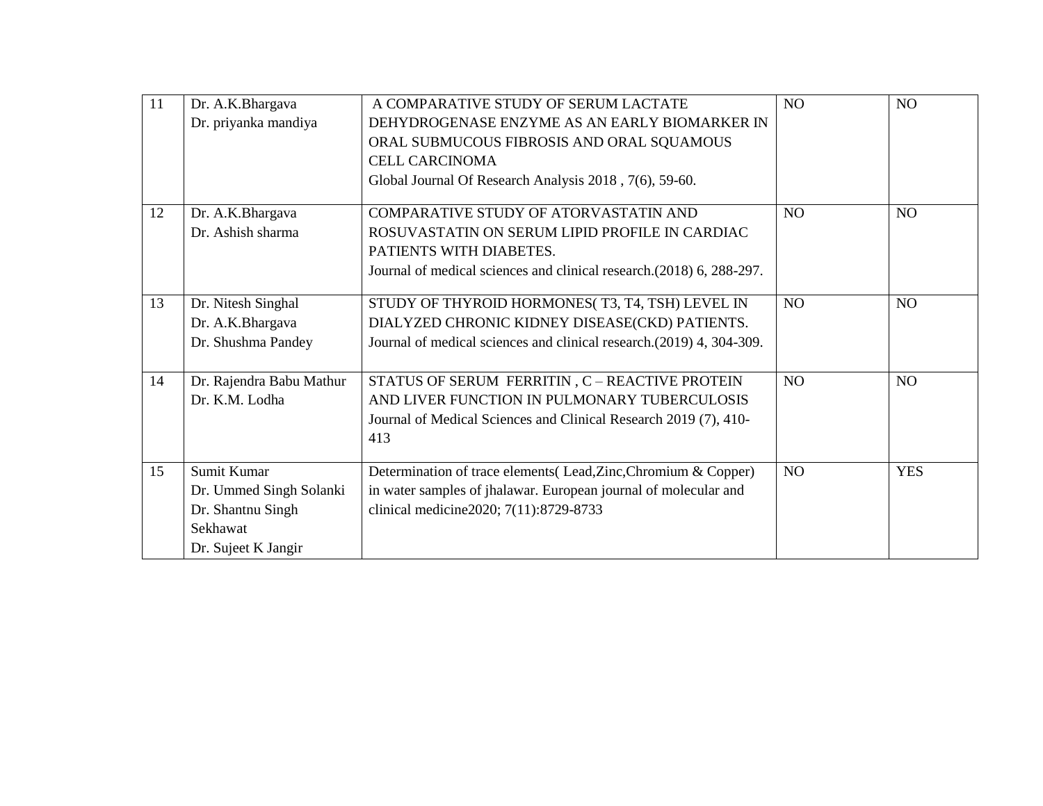| | | | | |
|---|---|---|---|---|
| 11 | Dr. A.K.Bhargava<br>Dr. priyanka mandiya | A COMPARATIVE STUDY OF SERUM LACTATE DEHYDROGENASE ENZYME AS AN EARLY BIOMARKER IN ORAL SUBMUCOUS FIBROSIS AND ORAL SQUAMOUS CELL CARCINOMA<br>Global Journal Of Research Analysis 2018 , 7(6), 59-60. | NO | NO |
| 12 | Dr. A.K.Bhargava<br>Dr. Ashish sharma | COMPARATIVE STUDY OF ATORVASTATIN AND ROSUVASTATIN ON SERUM LIPID PROFILE IN CARDIAC PATIENTS WITH DIABETES.<br>Journal of medical sciences and clinical research.(2018) 6, 288-297. | NO | NO |
| 13 | Dr. Nitesh Singhal<br>Dr. A.K.Bhargava<br>Dr. Shushma Pandey | STUDY OF THYROID HORMONES( T3, T4, TSH) LEVEL IN DIALYZED CHRONIC KIDNEY DISEASE(CKD) PATIENTS.<br>Journal of medical sciences and clinical research.(2019) 4, 304-309. | NO | NO |
| 14 | Dr. Rajendra Babu Mathur<br>Dr. K.M. Lodha | STATUS OF SERUM FERRITIN , C – REACTIVE PROTEIN AND LIVER FUNCTION IN PULMONARY TUBERCULOSIS<br>Journal of Medical Sciences and Clinical Research 2019 (7), 410-413 | NO | NO |
| 15 | Sumit Kumar<br>Dr. Ummed Singh Solanki<br>Dr. Shantnu Singh Sekhawat<br>Dr. Sujeet K Jangir | Determination of trace elements( Lead,Zinc,Chromium & Copper) in water samples of jhalawar. European journal of molecular and clinical medicine2020; 7(11):8729-8733 | NO | YES |